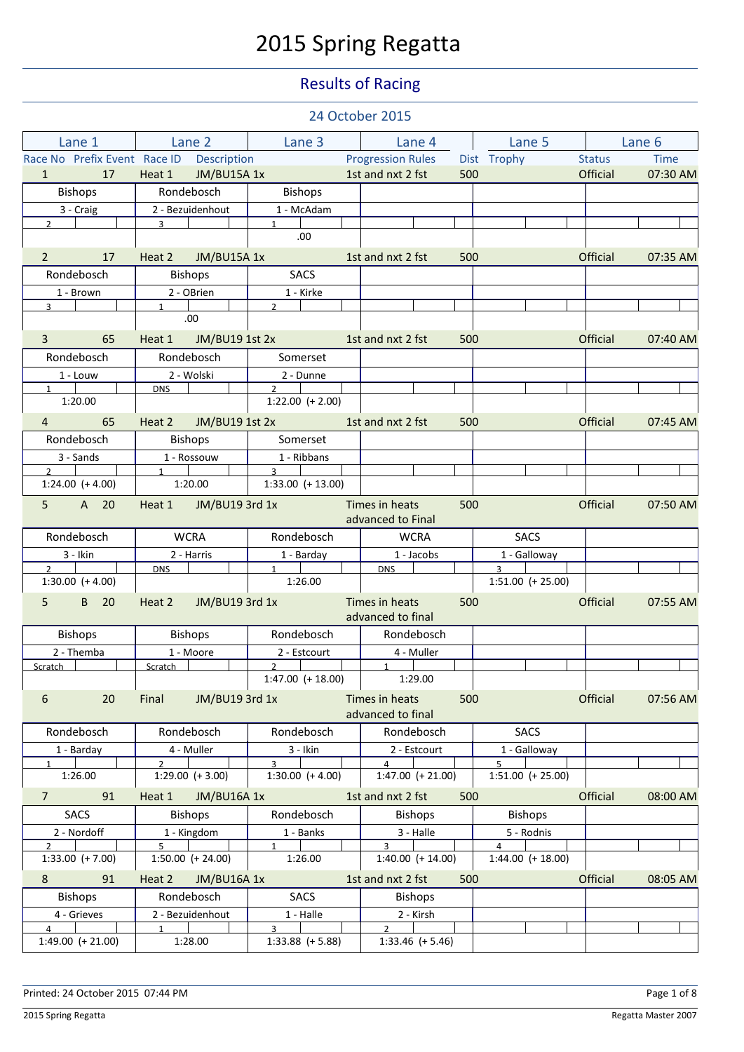# 2015 Spring Regatta

## Results of Racing

### 24 October 2015

| Race No | Prefix | Event | Race ID | Description | Progression Rules | Dist | Trophy | Status | Time |
|---|---|---|---|---|---|---|---|---|---|
| 1 | | 17 | Heat 1 | JM/BU15A 1x | 1st and nxt 2 fst | 500 | | Official | 07:30 AM |

| | Lane 1 | Lane 2 | Lane 3 | Lane 4 | Lane 5 | Lane 6 |
|---|---|---|---|---|---|---|
| Club | Bishops | Rondebosch | Bishops | | | |
| Crew | 3 - Craig | 2 - Bezuidenhout | 1 - McAdam | | | |
| Place | 2 | 3 | 1 | | | |
| Time | | | .00 | | | |

| Race No | Prefix | Event | Race ID | Description | Progression Rules | Dist | Trophy | Status | Time |
|---|---|---|---|---|---|---|---|---|---|
| 2 | | 17 | Heat 2 | JM/BU15A 1x | 1st and nxt 2 fst | 500 | | Official | 07:35 AM |

| | Lane 1 | Lane 2 | Lane 3 | Lane 4 | Lane 5 | Lane 6 |
|---|---|---|---|---|---|---|
| Club | Rondebosch | Bishops | SACS | | | |
| Crew | 1 - Brown | 2 - OBrien | 1 - Kirke | | | |
| Place | 3 | 1 | 2 | | | |
| Time | | .00 | | | | |

| Race No | Prefix | Event | Race ID | Description | Progression Rules | Dist | Trophy | Status | Time |
|---|---|---|---|---|---|---|---|---|---|
| 3 | | 65 | Heat 1 | JM/BU19 1st 2x | 1st and nxt 2 fst | 500 | | Official | 07:40 AM |

| | Lane 1 | Lane 2 | Lane 3 | Lane 4 | Lane 5 | Lane 6 |
|---|---|---|---|---|---|---|
| Club | Rondebosch | Rondebosch | Somerset | | | |
| Crew | 1 - Louw | 2 - Wolski | 2 - Dunne | | | |
| Place | 1 | DNS | 2 | | | |
| Time | 1:20.00 | | 1:22.00 (+ 2.00) | | | |

| Race No | Prefix | Event | Race ID | Description | Progression Rules | Dist | Trophy | Status | Time |
|---|---|---|---|---|---|---|---|---|---|
| 4 | | 65 | Heat 2 | JM/BU19 1st 2x | 1st and nxt 2 fst | 500 | | Official | 07:45 AM |

| | Lane 1 | Lane 2 | Lane 3 | Lane 4 | Lane 5 | Lane 6 |
|---|---|---|---|---|---|---|
| Club | Rondebosch | Bishops | Somerset | | | |
| Crew | 3 - Sands | 1 - Rossouw | 1 - Ribbans | | | |
| Place | 2 | 1 | 3 | | | |
| Time | 1:24.00 (+ 4.00) | 1:20.00 | 1:33.00 (+ 13.00) | | | |

| Race No | Prefix | Event | Race ID | Description | Progression Rules | Dist | Trophy | Status | Time |
|---|---|---|---|---|---|---|---|---|---|
| 5 | A | 20 | Heat 1 | JM/BU19 3rd 1x | Times in heats advanced to Final | 500 | | Official | 07:50 AM |

| | Lane 1 | Lane 2 | Lane 3 | Lane 4 | Lane 5 | Lane 6 |
|---|---|---|---|---|---|---|
| Club | Rondebosch | WCRA | Rondebosch | WCRA | SACS | |
| Crew | 3 - Ikin | 2 - Harris | 1 - Barday | 1 - Jacobs | 1 - Galloway | |
| Place | 2 | DNS | 1 | DNS | 3 | |
| Time | 1:30.00 (+ 4.00) | | 1:26.00 | | 1:51.00 (+ 25.00) | |

| Race No | Prefix | Event | Race ID | Description | Progression Rules | Dist | Trophy | Status | Time |
|---|---|---|---|---|---|---|---|---|---|
| 5 | B | 20 | Heat 2 | JM/BU19 3rd 1x | Times in heats advanced to final | 500 | | Official | 07:55 AM |

| | Lane 1 | Lane 2 | Lane 3 | Lane 4 | Lane 5 | Lane 6 |
|---|---|---|---|---|---|---|
| Club | Bishops | Bishops | Rondebosch | Rondebosch | | |
| Crew | 2 - Themba | 1 - Moore | 2 - Estcourt | 4 - Muller | | |
| Place | Scratch | Scratch | 2 | 1 | | |
| Time | | | 1:47.00 (+ 18.00) | 1:29.00 | | |

| Race No | Prefix | Event | Race ID | Description | Progression Rules | Dist | Trophy | Status | Time |
|---|---|---|---|---|---|---|---|---|---|
| 6 | | 20 | Final | JM/BU19 3rd 1x | Times in heats advanced to final | 500 | | Official | 07:56 AM |

| | Lane 1 | Lane 2 | Lane 3 | Lane 4 | Lane 5 | Lane 6 |
|---|---|---|---|---|---|---|
| Club | Rondebosch | Rondebosch | Rondebosch | Rondebosch | SACS | |
| Crew | 1 - Barday | 4 - Muller | 3 - Ikin | 2 - Estcourt | 1 - Galloway | |
| Place | 1 | 2 | 3 | 4 | 5 | |
| Time | 1:26.00 | 1:29.00 (+ 3.00) | 1:30.00 (+ 4.00) | 1:47.00 (+ 21.00) | 1:51.00 (+ 25.00) | |

| Race No | Prefix | Event | Race ID | Description | Progression Rules | Dist | Trophy | Status | Time |
|---|---|---|---|---|---|---|---|---|---|
| 7 | | 91 | Heat 1 | JM/BU16A 1x | 1st and nxt 2 fst | 500 | | Official | 08:00 AM |

| | Lane 1 | Lane 2 | Lane 3 | Lane 4 | Lane 5 | Lane 6 |
|---|---|---|---|---|---|---|
| Club | SACS | Bishops | Rondebosch | Bishops | Bishops | |
| Crew | 2 - Nordoff | 1 - Kingdom | 1 - Banks | 3 - Halle | 5 - Rodnis | |
| Place | 2 | 5 | 1 | 3 | 4 | |
| Time | 1:33.00 (+ 7.00) | 1:50.00 (+ 24.00) | 1:26.00 | 1:40.00 (+ 14.00) | 1:44.00 (+ 18.00) | |

| Race No | Prefix | Event | Race ID | Description | Progression Rules | Dist | Trophy | Status | Time |
|---|---|---|---|---|---|---|---|---|---|
| 8 | | 91 | Heat 2 | JM/BU16A 1x | 1st and nxt 2 fst | 500 | | Official | 08:05 AM |

| | Lane 1 | Lane 2 | Lane 3 | Lane 4 | Lane 5 | Lane 6 |
|---|---|---|---|---|---|---|
| Club | Bishops | Rondebosch | SACS | Bishops | | |
| Crew | 4 - Grieves | 2 - Bezuidenhout | 1 - Halle | 2 - Kirsh | | |
| Place | 4 | 1 | 3 | 2 | | |
| Time | 1:49.00 (+ 21.00) | 1:28.00 | 1:33.88 (+ 5.88) | 1:33.46 (+ 5.46) | | |

Printed: 24 October 2015 07:44 PM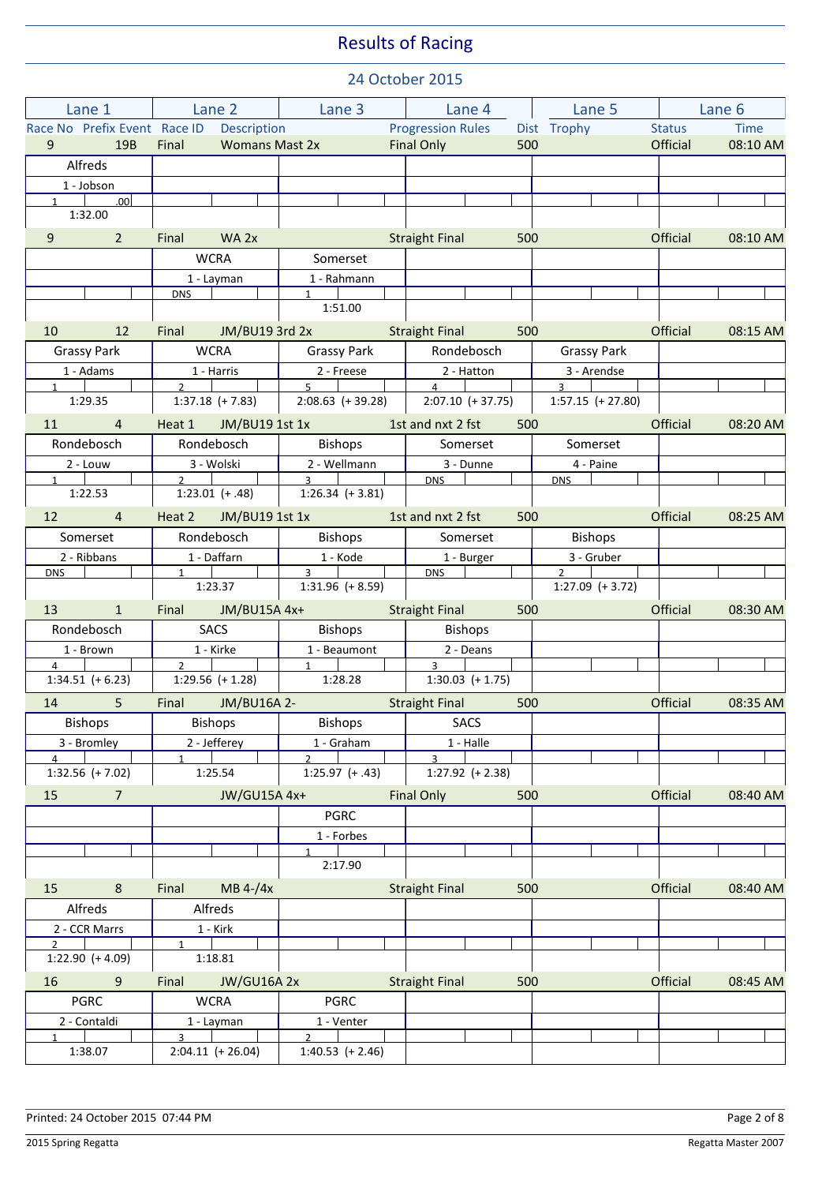# Results of Racing

## 24 October 2015

| Race No | Prefix Event | Race ID | Description | Progression Rules | Dist | Trophy | Status | Time |
|---|---|---|---|---|---|---|---|---|
| 9 | 19B | Final | Womans Mast 2x | Final Only | 500 | | Official | 08:10 AM |

| Lane 1 | Lane 2 | Lane 3 | Lane 4 | Lane 5 | Lane 6 |
|---|---|---|---|---|---|
| Alfreds | | | | | |
| 1 - Jobson | | | | | |
| 1 .00 | | | | | |
| 1:32.00 | | | | | |

| Race No | Prefix Event | Race ID | Description | Progression Rules | Dist | Trophy | Status | Time |
|---|---|---|---|---|---|---|---|---|
| 9 | 2 | Final | WA 2x | Straight Final | 500 | | Official | 08:10 AM |

| Lane 1 | Lane 2 | Lane 3 | Lane 4 | Lane 5 | Lane 6 |
|---|---|---|---|---|---|
| | WCRA | Somerset | | | |
| | 1 - Layman | 1 - Rahmann | | | |
| | DNS | 1 | | | |
| | | 1:51.00 | | | |

| Race No | Prefix Event | Race ID | Description | Progression Rules | Dist | Trophy | Status | Time |
|---|---|---|---|---|---|---|---|---|
| 10 | 12 | Final | JM/BU19 3rd 2x | Straight Final | 500 | | Official | 08:15 AM |

| Lane 1 | Lane 2 | Lane 3 | Lane 4 | Lane 5 | Lane 6 |
|---|---|---|---|---|---|
| Grassy Park | WCRA | Grassy Park | Rondebosch | Grassy Park | |
| 1 - Adams | 1 - Harris | 2 - Freese | 2 - Hatton | 3 - Arendse | |
| 1 | 2 | 5 | 4 | 3 | |
| 1:29.35 | 1:37.18 (+ 7.83) | 2:08.63 (+ 39.28) | 2:07.10 (+ 37.75) | 1:57.15 (+ 27.80) | |

| Race No | Prefix Event | Race ID | Description | Progression Rules | Dist | Trophy | Status | Time |
|---|---|---|---|---|---|---|---|---|
| 11 | 4 | Heat 1 | JM/BU19 1st 1x | 1st and nxt 2 fst | 500 | | Official | 08:20 AM |

| Lane 1 | Lane 2 | Lane 3 | Lane 4 | Lane 5 | Lane 6 |
|---|---|---|---|---|---|
| Rondebosch | Rondebosch | Bishops | Somerset | Somerset | |
| 2 - Louw | 3 - Wolski | 2 - Wellmann | 3 - Dunne | 4 - Paine | |
| 1 | 2 | 3 | DNS | DNS | |
| 1:22.53 | 1:23.01 (+ .48) | 1:26.34 (+ 3.81) | | | |

| Race No | Prefix Event | Race ID | Description | Progression Rules | Dist | Trophy | Status | Time |
|---|---|---|---|---|---|---|---|---|
| 12 | 4 | Heat 2 | JM/BU19 1st 1x | 1st and nxt 2 fst | 500 | | Official | 08:25 AM |

| Lane 1 | Lane 2 | Lane 3 | Lane 4 | Lane 5 | Lane 6 |
|---|---|---|---|---|---|
| Somerset | Rondebosch | Bishops | Somerset | Bishops | |
| 2 - Ribbans | 1 - Daffarn | 1 - Kode | 1 - Burger | 3 - Gruber | |
| DNS | 1 | 3 | DNS | 2 | |
| | 1:23.37 | 1:31.96 (+ 8.59) | | 1:27.09 (+ 3.72) | |

| Race No | Prefix Event | Race ID | Description | Progression Rules | Dist | Trophy | Status | Time |
|---|---|---|---|---|---|---|---|---|
| 13 | 1 | Final | JM/BU15A 4x+ | Straight Final | 500 | | Official | 08:30 AM |

| Lane 1 | Lane 2 | Lane 3 | Lane 4 | Lane 5 | Lane 6 |
|---|---|---|---|---|---|
| Rondebosch | SACS | Bishops | Bishops | | |
| 1 - Brown | 1 - Kirke | 1 - Beaumont | 2 - Deans | | |
| 4 | 2 | 1 | 3 | | |
| 1:34.51 (+ 6.23) | 1:29.56 (+ 1.28) | 1:28.28 | 1:30.03 (+ 1.75) | | |

| Race No | Prefix Event | Race ID | Description | Progression Rules | Dist | Trophy | Status | Time |
|---|---|---|---|---|---|---|---|---|
| 14 | 5 | Final | JM/BU16A 2- | Straight Final | 500 | | Official | 08:35 AM |

| Lane 1 | Lane 2 | Lane 3 | Lane 4 | Lane 5 | Lane 6 |
|---|---|---|---|---|---|
| Bishops | Bishops | Bishops | SACS | | |
| 3 - Bromley | 2 - Jefferey | 1 - Graham | 1 - Halle | | |
| 4 | 1 | 2 | 3 | | |
| 1:32.56 (+ 7.02) | 1:25.54 | 1:25.97 (+ .43) | 1:27.92 (+ 2.38) | | |

| Race No | Prefix Event | Race ID | Description | Progression Rules | Dist | Trophy | Status | Time |
|---|---|---|---|---|---|---|---|---|
| 15 | 7 | | JW/GU15A 4x+ | Final Only | 500 | | Official | 08:40 AM |

| Lane 1 | Lane 2 | Lane 3 | Lane 4 | Lane 5 | Lane 6 |
|---|---|---|---|---|---|
| | | PGRC | | | |
| | | 1 - Forbes | | | |
| | | 1 | | | |
| | | 2:17.90 | | | |

| Race No | Prefix Event | Race ID | Description | Progression Rules | Dist | Trophy | Status | Time |
|---|---|---|---|---|---|---|---|---|
| 15 | 8 | Final | MB 4-/4x | Straight Final | 500 | | Official | 08:40 AM |

| Lane 1 | Lane 2 | Lane 3 | Lane 4 | Lane 5 | Lane 6 |
|---|---|---|---|---|---|
| Alfreds | Alfreds | | | | |
| 2 - CCR Marrs | 1 - Kirk | | | | |
| 2 | 1 | | | | |
| 1:22.90 (+ 4.09) | 1:18.81 | | | | |

| Race No | Prefix Event | Race ID | Description | Progression Rules | Dist | Trophy | Status | Time |
|---|---|---|---|---|---|---|---|---|
| 16 | 9 | Final | JW/GU16A 2x | Straight Final | 500 | | Official | 08:45 AM |

| Lane 1 | Lane 2 | Lane 3 | Lane 4 | Lane 5 | Lane 6 |
|---|---|---|---|---|---|
| PGRC | WCRA | PGRC | | | |
| 2 - Contaldi | 1 - Layman | 1 - Venter | | | |
| 1 | 3 | 2 | | | |
| 1:38.07 | 2:04.11 (+ 26.04) | 1:40.53 (+ 2.46) | | | |

Printed: 24 October 2015 07:44 PM

2015 Spring Regatta — Regatta Master 2007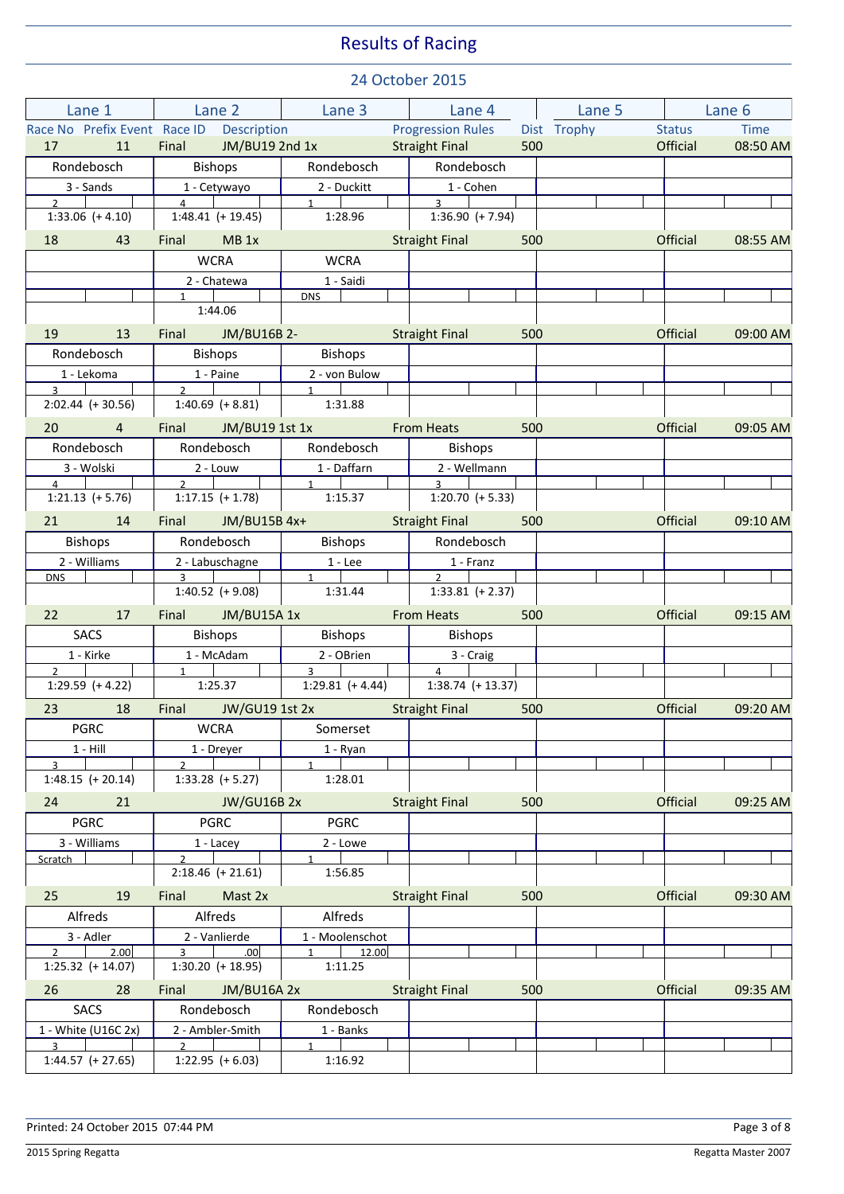# Results of Racing

## 24 October 2015

| Race No | Prefix Event | Race ID | Description | Progression Rules | Dist | Trophy | Status | Time |
|---|---|---|---|---|---|---|---|---|
| 17 | 11 | Final | JM/BU19 2nd 1x | Straight Final | 500 | | Official | 08:50 AM |

| Lane 1 | Lane 2 | Lane 3 | Lane 4 | Lane 5 | Lane 6 |
|---|---|---|---|---|---|
| Rondebosch | Bishops | Rondebosch | Rondebosch | | |
| 3 - Sands | 1 - Cetywayo | 2 - Duckitt | 1 - Cohen | | |
| 2 | 4 | 1 | 3 | | |
| 1:33.06 (+ 4.10) | 1:48.41 (+ 19.45) | 1:28.96 | 1:36.90 (+ 7.94) | | |

| Race No | Prefix Event | Race ID | Description | Progression Rules | Dist | Trophy | Status | Time |
|---|---|---|---|---|---|---|---|---|
| 18 | 43 | Final | MB 1x | Straight Final | 500 | | Official | 08:55 AM |

| Lane 1 | Lane 2 | Lane 3 | Lane 4 | Lane 5 | Lane 6 |
|---|---|---|---|---|---|
| | WCRA | WCRA | | | |
| | 2 - Chatewa | 1 - Saidi | | | |
| | 1 | DNS | | | |
| | 1:44.06 | | | | |

| Race No | Prefix Event | Race ID | Description | Progression Rules | Dist | Trophy | Status | Time |
|---|---|---|---|---|---|---|---|---|
| 19 | 13 | Final | JM/BU16B 2- | Straight Final | 500 | | Official | 09:00 AM |

| Lane 1 | Lane 2 | Lane 3 | Lane 4 | Lane 5 | Lane 6 |
|---|---|---|---|---|---|
| Rondebosch | Bishops | Bishops | | | |
| 1 - Lekoma | 1 - Paine | 2 - von Bulow | | | |
| 3 | 2 | 1 | | | |
| 2:02.44 (+ 30.56) | 1:40.69 (+ 8.81) | 1:31.88 | | | |

| Race No | Prefix Event | Race ID | Description | Progression Rules | Dist | Trophy | Status | Time |
|---|---|---|---|---|---|---|---|---|
| 20 | 4 | Final | JM/BU19 1st 1x | From Heats | 500 | | Official | 09:05 AM |

| Lane 1 | Lane 2 | Lane 3 | Lane 4 | Lane 5 | Lane 6 |
|---|---|---|---|---|---|
| Rondebosch | Rondebosch | Rondebosch | Bishops | | |
| 3 - Wolski | 2 - Louw | 1 - Daffarn | 2 - Wellmann | | |
| 4 | 2 | 1 | 3 | | |
| 1:21.13 (+ 5.76) | 1:17.15 (+ 1.78) | 1:15.37 | 1:20.70 (+ 5.33) | | |

| Race No | Prefix Event | Race ID | Description | Progression Rules | Dist | Trophy | Status | Time |
|---|---|---|---|---|---|---|---|---|
| 21 | 14 | Final | JM/BU15B 4x+ | Straight Final | 500 | | Official | 09:10 AM |

| Lane 1 | Lane 2 | Lane 3 | Lane 4 | Lane 5 | Lane 6 |
|---|---|---|---|---|---|
| Bishops | Rondebosch | Bishops | Rondebosch | | |
| 2 - Williams | 2 - Labuschagne | 1 - Lee | 1 - Franz | | |
| DNS | 3 | 1 | 2 | | |
| | 1:40.52 (+ 9.08) | 1:31.44 | 1:33.81 (+ 2.37) | | |

| Race No | Prefix Event | Race ID | Description | Progression Rules | Dist | Trophy | Status | Time |
|---|---|---|---|---|---|---|---|---|
| 22 | 17 | Final | JM/BU15A 1x | From Heats | 500 | | Official | 09:15 AM |

| Lane 1 | Lane 2 | Lane 3 | Lane 4 | Lane 5 | Lane 6 |
|---|---|---|---|---|---|
| SACS | Bishops | Bishops | Bishops | | |
| 1 - Kirke | 1 - McAdam | 2 - OBrien | 3 - Craig | | |
| 2 | 1 | 3 | 4 | | |
| 1:29.59 (+ 4.22) | 1:25.37 | 1:29.81 (+ 4.44) | 1:38.74 (+ 13.37) | | |

| Race No | Prefix Event | Race ID | Description | Progression Rules | Dist | Trophy | Status | Time |
|---|---|---|---|---|---|---|---|---|
| 23 | 18 | Final | JW/GU19 1st 2x | Straight Final | 500 | | Official | 09:20 AM |

| Lane 1 | Lane 2 | Lane 3 | Lane 4 | Lane 5 | Lane 6 |
|---|---|---|---|---|---|
| PGRC | WCRA | Somerset | | | |
| 1 - Hill | 1 - Dreyer | 1 - Ryan | | | |
| 3 | 2 | 1 | | | |
| 1:48.15 (+ 20.14) | 1:33.28 (+ 5.27) | 1:28.01 | | | |

| Race No | Prefix Event | Race ID | Description | Progression Rules | Dist | Trophy | Status | Time |
|---|---|---|---|---|---|---|---|---|
| 24 | 21 | | JW/GU16B 2x | Straight Final | 500 | | Official | 09:25 AM |

| Lane 1 | Lane 2 | Lane 3 | Lane 4 | Lane 5 | Lane 6 |
|---|---|---|---|---|---|
| PGRC | PGRC | PGRC | | | |
| 3 - Williams | 1 - Lacey | 2 - Lowe | | | |
| Scratch | 2 | 1 | | | |
| | 2:18.46 (+ 21.61) | 1:56.85 | | | |

| Race No | Prefix Event | Race ID | Description | Progression Rules | Dist | Trophy | Status | Time |
|---|---|---|---|---|---|---|---|---|
| 25 | 19 | Final | Mast 2x | Straight Final | 500 | | Official | 09:30 AM |

| Lane 1 | Lane 2 | Lane 3 | Lane 4 | Lane 5 | Lane 6 |
|---|---|---|---|---|---|
| Alfreds | Alfreds | Alfreds | | | |
| 3 - Adler | 2 - Vanlierde | 1 - Moolenschot | | | |
| 2 &nbsp; 2.00 | 3 &nbsp; .00 | 1 &nbsp; 12.00 | | | |
| 1:25.32 (+ 14.07) | 1:30.20 (+ 18.95) | 1:11.25 | | | |

| Race No | Prefix Event | Race ID | Description | Progression Rules | Dist | Trophy | Status | Time |
|---|---|---|---|---|---|---|---|---|
| 26 | 28 | Final | JM/BU16A 2x | Straight Final | 500 | | Official | 09:35 AM |

| Lane 1 | Lane 2 | Lane 3 | Lane 4 | Lane 5 | Lane 6 |
|---|---|---|---|---|---|
| SACS | Rondebosch | Rondebosch | | | |
| 1 - White (U16C 2x) | 2 - Ambler-Smith | 1 - Banks | | | |
| 3 | 2 | 1 | | | |
| 1:44.57 (+ 27.65) | 1:22.95 (+ 6.03) | 1:16.92 | | | |

Printed: 24 October 2015 07:44 PM

2015 Spring Regatta

Regatta Master 2007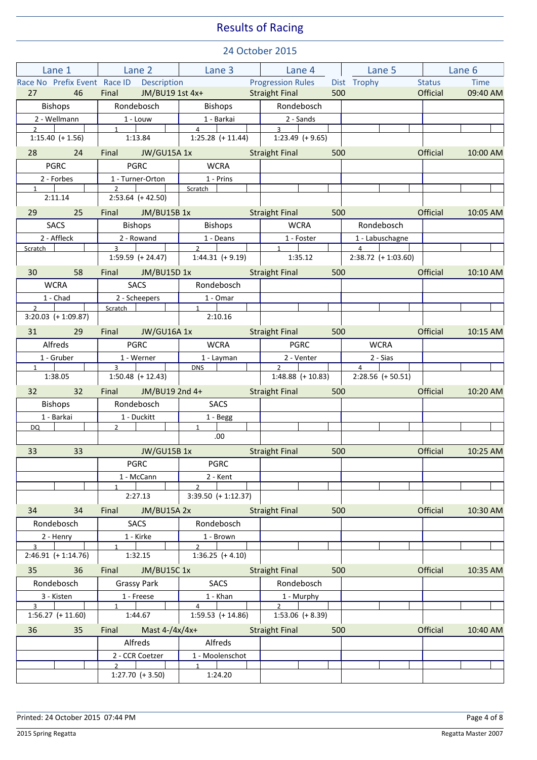# Results of Racing

## 24 October 2015

| Race No | Prefix Event | Race ID | Description | Progression Rules | Dist | Trophy | Status | Time |
|---|---|---|---|---|---|---|---|---|
| 27 | 46 | Final | JM/BU19 1st 4x+ | Straight Final | 500 | | Official | 09:40 AM |
| 28 | 24 | Final | JW/GU15A 1x | Straight Final | 500 | | Official | 10:00 AM |
| 29 | 25 | Final | JM/BU15B 1x | Straight Final | 500 | | Official | 10:05 AM |
| 30 | 58 | Final | JM/BU15D 1x | Straight Final | 500 | | Official | 10:10 AM |
| 31 | 29 | Final | JW/GU16A 1x | Straight Final | 500 | | Official | 10:15 AM |
| 32 | 32 | Final | JM/BU19 2nd 4+ | Straight Final | 500 | | Official | 10:20 AM |
| 33 | 33 | | JW/GU15B 1x | Straight Final | 500 | | Official | 10:25 AM |
| 34 | 34 | Final | JM/BU15A 2x | Straight Final | 500 | | Official | 10:30 AM |
| 35 | 36 | Final | JM/BU15C 1x | Straight Final | 500 | | Official | 10:35 AM |
| 36 | 35 | Final | Mast 4-/4x/4x+ | Straight Final | 500 | | Official | 10:40 AM |

### Race 27 – JM/BU19 1st 4x+ – Final – 09:40 AM

| | Lane 1 | Lane 2 | Lane 3 | Lane 4 | Lane 5 | Lane 6 |
|---|---|---|---|---|---|---|
| Club | Bishops | Rondebosch | Bishops | Rondebosch | | |
| Crew | 2 - Wellmann | 1 - Louw | 1 - Barkai | 2 - Sands | | |
| Place | 2 | 1 | 4 | 3 | | |
| Time | 1:15.40 (+ 1.56) | 1:13.84 | 1:25.28 (+ 11.44) | 1:23.49 (+ 9.65) | | |

### Race 28 – JW/GU15A 1x – Final – 10:00 AM

| | Lane 1 | Lane 2 | Lane 3 | Lane 4 | Lane 5 | Lane 6 |
|---|---|---|---|---|---|---|
| Club | PGRC | PGRC | WCRA | | | |
| Crew | 2 - Forbes | 1 - Turner-Orton | 1 - Prins | | | |
| Place | 1 | 2 | Scratch | | | |
| Time | 2:11.14 | 2:53.64 (+ 42.50) | | | | |

### Race 29 – JM/BU15B 1x – Final – 10:05 AM

| | Lane 1 | Lane 2 | Lane 3 | Lane 4 | Lane 5 | Lane 6 |
|---|---|---|---|---|---|---|
| Club | SACS | Bishops | Bishops | WCRA | Rondebosch | |
| Crew | 2 - Affleck | 2 - Rowand | 1 - Deans | 1 - Foster | 1 - Labuschagne | |
| Place | Scratch | 3 | 2 | 1 | 4 | |
| Time | | 1:59.59 (+ 24.47) | 1:44.31 (+ 9.19) | 1:35.12 | 2:38.72 (+ 1:03.60) | |

### Race 30 – JM/BU15D 1x – Final – 10:10 AM

| | Lane 1 | Lane 2 | Lane 3 | Lane 4 | Lane 5 | Lane 6 |
|---|---|---|---|---|---|---|
| Club | WCRA | SACS | Rondebosch | | | |
| Crew | 1 - Chad | 2 - Scheepers | 1 - Omar | | | |
| Place | 2 | Scratch | 1 | | | |
| Time | 3:20.03 (+ 1:09.87) | | 2:10.16 | | | |

### Race 31 – JW/GU16A 1x – Final – 10:15 AM

| | Lane 1 | Lane 2 | Lane 3 | Lane 4 | Lane 5 | Lane 6 |
|---|---|---|---|---|---|---|
| Club | Alfreds | PGRC | WCRA | PGRC | WCRA | |
| Crew | 1 - Gruber | 1 - Werner | 1 - Layman | 2 - Venter | 2 - Sias | |
| Place | 1 | 3 | DNS | 2 | 4 | |
| Time | 1:38.05 | 1:50.48 (+ 12.43) | | 1:48.88 (+ 10.83) | 2:28.56 (+ 50.51) | |

### Race 32 – JM/BU19 2nd 4+ – Final – 10:20 AM

| | Lane 1 | Lane 2 | Lane 3 | Lane 4 | Lane 5 | Lane 6 |
|---|---|---|---|---|---|---|
| Club | Bishops | Rondebosch | SACS | | | |
| Crew | 1 - Barkai | 1 - Duckitt | 1 - Begg | | | |
| Place | DQ | 2 | 1 | | | |
| Time | | | .00 | | | |

### Race 33 – JW/GU15B 1x – 10:25 AM

| | Lane 1 | Lane 2 | Lane 3 | Lane 4 | Lane 5 | Lane 6 |
|---|---|---|---|---|---|---|
| Club | | PGRC | PGRC | | | |
| Crew | | 1 - McCann | 2 - Kent | | | |
| Place | | 1 | 2 | | | |
| Time | | 2:27.13 | 3:39.50 (+ 1:12.37) | | | |

### Race 34 – JM/BU15A 2x – Final – 10:30 AM

| | Lane 1 | Lane 2 | Lane 3 | Lane 4 | Lane 5 | Lane 6 |
|---|---|---|---|---|---|---|
| Club | Rondebosch | SACS | Rondebosch | | | |
| Crew | 2 - Henry | 1 - Kirke | 1 - Brown | | | |
| Place | 3 | 1 | 2 | | | |
| Time | 2:46.91 (+ 1:14.76) | 1:32.15 | 1:36.25 (+ 4.10) | | | |

### Race 35 – JM/BU15C 1x – Final – 10:35 AM

| | Lane 1 | Lane 2 | Lane 3 | Lane 4 | Lane 5 | Lane 6 |
|---|---|---|---|---|---|---|
| Club | Rondebosch | Grassy Park | SACS | Rondebosch | | |
| Crew | 3 - Kisten | 1 - Freese | 1 - Khan | 1 - Murphy | | |
| Place | 3 | 1 | 4 | 2 | | |
| Time | 1:56.27 (+ 11.60) | 1:44.67 | 1:59.53 (+ 14.86) | 1:53.06 (+ 8.39) | | |

### Race 36 – Mast 4-/4x/4x+ – Final – 10:40 AM

| | Lane 1 | Lane 2 | Lane 3 | Lane 4 | Lane 5 | Lane 6 |
|---|---|---|---|---|---|---|
| Club | | Alfreds | Alfreds | | | |
| Crew | | 2 - CCR Coetzer | 1 - Moolenschot | | | |
| Place | | 2 | 1 | | | |
| Time | | 1:27.70 (+ 3.50) | 1:24.20 | | | |

Printed: 24 October 2015 07:44 PM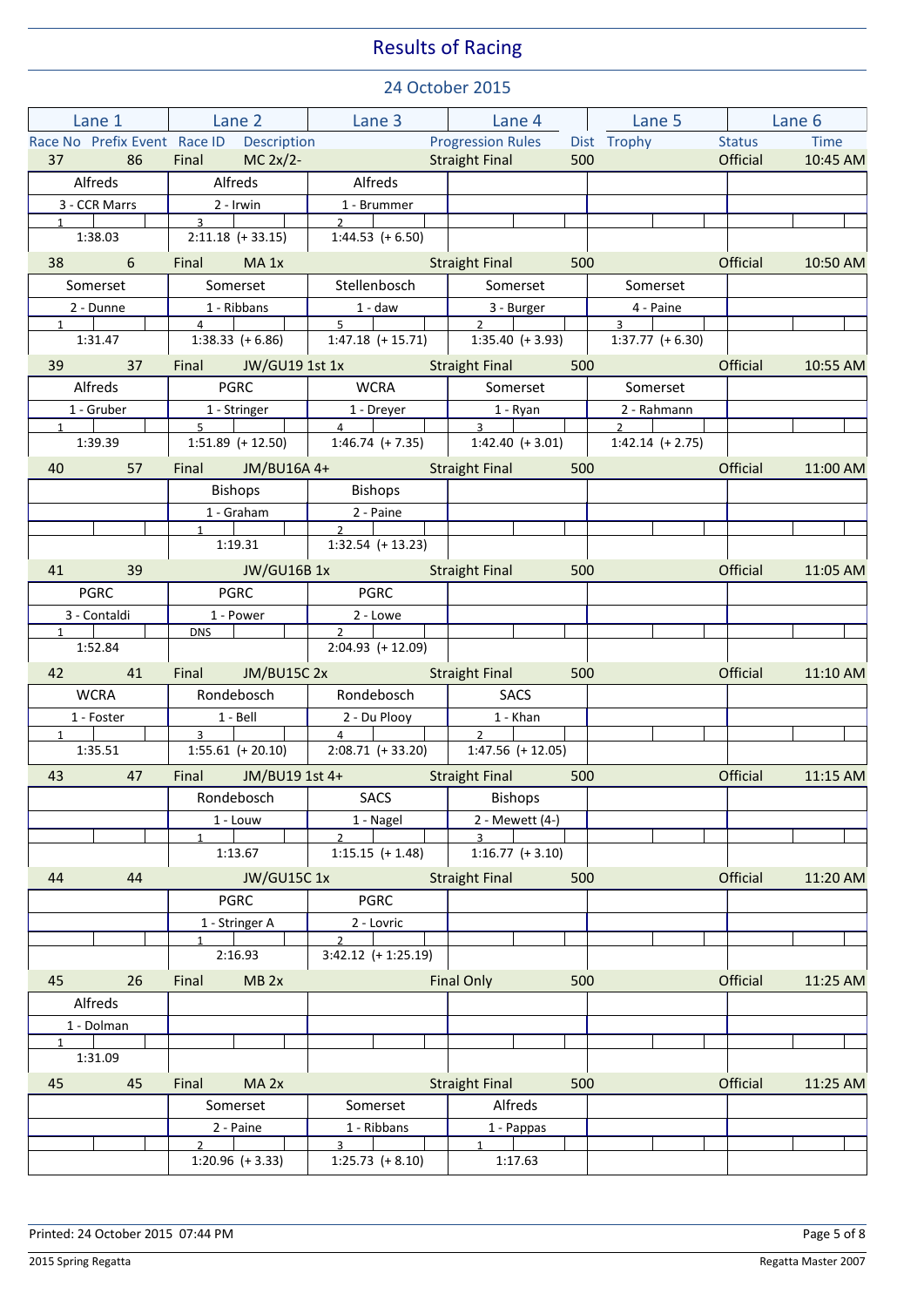# Results of Racing

## 24 October 2015

| Lane 1 | Lane 2 | Lane 3 | Lane 4 | Lane 5 | Lane 6 |
|---|---|---|---|---|---|
| Race No / Prefix Event | Race ID / Description | | Progression Rules / Dist | Trophy | Status / Time |

### Race 37 — 86 — Final — MC 2x/- — Straight Final — 500 — Official — 10:45 AM

| Lane 1 | Lane 2 | Lane 3 | Lane 4 | Lane 5 | Lane 6 |
|---|---|---|---|---|---|
| Alfreds | Alfreds | Alfreds | | | |
| 3 - CCR Marrs | 2 - Irwin | 1 - Brummer | | | |
| 1 | 3 | 2 | | | |
| 1:38.03 | 2:11.18 (+ 33.15) | 1:44.53 (+ 6.50) | | | |

### Race 38 — 6 — Final — MA 1x — Straight Final — 500 — Official — 10:50 AM

| Lane 1 | Lane 2 | Lane 3 | Lane 4 | Lane 5 | Lane 6 |
|---|---|---|---|---|---|
| Somerset | Somerset | Stellenbosch | Somerset | Somerset | |
| 2 - Dunne | 1 - Ribbans | 1 - daw | 3 - Burger | 4 - Paine | |
| 1 | 4 | 5 | 2 | 3 | |
| 1:31.47 | 1:38.33 (+ 6.86) | 1:47.18 (+ 15.71) | 1:35.40 (+ 3.93) | 1:37.77 (+ 6.30) | |

### Race 39 — 37 — Final — JW/GU19 1st 1x — Straight Final — 500 — Official — 10:55 AM

| Lane 1 | Lane 2 | Lane 3 | Lane 4 | Lane 5 | Lane 6 |
|---|---|---|---|---|---|
| Alfreds | PGRC | WCRA | Somerset | Somerset | |
| 1 - Gruber | 1 - Stringer | 1 - Dreyer | 1 - Ryan | 2 - Rahmann | |
| 1 | 5 | 4 | 3 | 2 | |
| 1:39.39 | 1:51.89 (+ 12.50) | 1:46.74 (+ 7.35) | 1:42.40 (+ 3.01) | 1:42.14 (+ 2.75) | |

### Race 40 — 57 — Final — JM/BU16A 4+ — Straight Final — 500 — Official — 11:00 AM

| Lane 1 | Lane 2 | Lane 3 | Lane 4 | Lane 5 | Lane 6 |
|---|---|---|---|---|---|
| | Bishops | Bishops | | | |
| | 1 - Graham | 2 - Paine | | | |
| | 1 | 2 | | | |
| | 1:19.31 | 1:32.54 (+ 13.23) | | | |

### Race 41 — 39 — JW/GU16B 1x — Straight Final — 500 — Official — 11:05 AM

| Lane 1 | Lane 2 | Lane 3 | Lane 4 | Lane 5 | Lane 6 |
|---|---|---|---|---|---|
| PGRC | PGRC | PGRC | | | |
| 3 - Contaldi | 1 - Power | 2 - Lowe | | | |
| 1 | DNS | 2 | | | |
| 1:52.84 | | 2:04.93 (+ 12.09) | | | |

### Race 42 — 41 — Final — JM/BU15C 2x — Straight Final — 500 — Official — 11:10 AM

| Lane 1 | Lane 2 | Lane 3 | Lane 4 | Lane 5 | Lane 6 |
|---|---|---|---|---|---|
| WCRA | Rondebosch | Rondebosch | SACS | | |
| 1 - Foster | 1 - Bell | 2 - Du Plooy | 1 - Khan | | |
| 1 | 3 | 4 | 2 | | |
| 1:35.51 | 1:55.61 (+ 20.10) | 2:08.71 (+ 33.20) | 1:47.56 (+ 12.05) | | |

### Race 43 — 47 — Final — JM/BU19 1st 4+ — Straight Final — 500 — Official — 11:15 AM

| Lane 1 | Lane 2 | Lane 3 | Lane 4 | Lane 5 | Lane 6 |
|---|---|---|---|---|---|
| | Rondebosch | SACS | Bishops | | |
| | 1 - Louw | 1 - Nagel | 2 - Mewett (4-) | | |
| | 1 | 2 | 3 | | |
| | 1:13.67 | 1:15.15 (+ 1.48) | 1:16.77 (+ 3.10) | | |

### Race 44 — 44 — JW/GU15C 1x — Straight Final — 500 — Official — 11:20 AM

| Lane 1 | Lane 2 | Lane 3 | Lane 4 | Lane 5 | Lane 6 |
|---|---|---|---|---|---|
| | PGRC | PGRC | | | |
| | 1 - Stringer A | 2 - Lovric | | | |
| | 1 | 2 | | | |
| | 2:16.93 | 3:42.12 (+ 1:25.19) | | | |

### Race 45 — 26 — Final — MB 2x — Final Only — 500 — Official — 11:25 AM

| Lane 1 | Lane 2 | Lane 3 | Lane 4 | Lane 5 | Lane 6 |
|---|---|---|---|---|---|
| Alfreds | | | | | |
| 1 - Dolman | | | | | |
| 1 | | | | | |
| 1:31.09 | | | | | |

### Race 45 — 45 — Final — MA 2x — Straight Final — 500 — Official — 11:25 AM

| Lane 1 | Lane 2 | Lane 3 | Lane 4 | Lane 5 | Lane 6 |
|---|---|---|---|---|---|
| | Somerset | Somerset | Alfreds | | |
| | 2 - Paine | 1 - Ribbans | 1 - Pappas | | |
| | 2 | 3 | 1 | | |
| | 1:20.96 (+ 3.33) | 1:25.73 (+ 8.10) | 1:17.63 | | |

Printed: 24 October 2015 07:44 PM

2015 Spring Regatta — Regatta Master 2007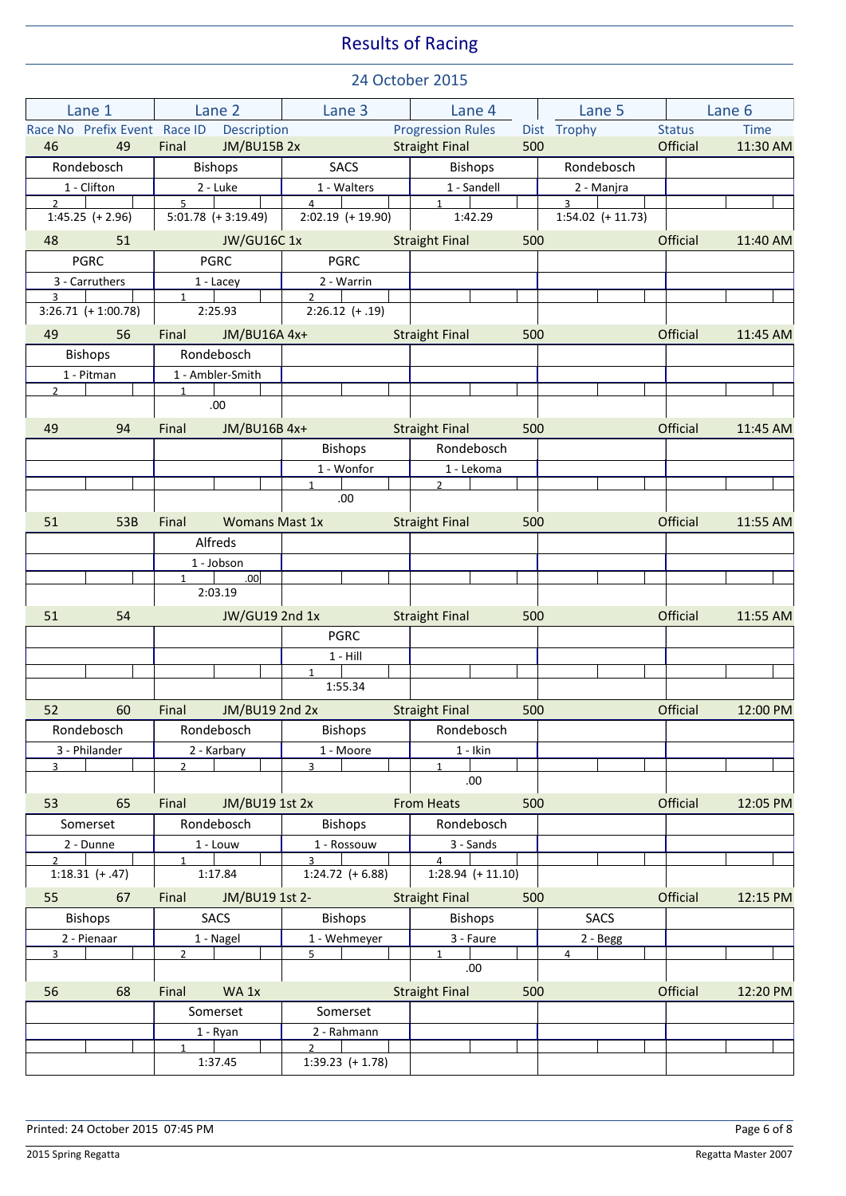# Results of Racing

## 24 October 2015

| Lane 1 | Lane 2 | Lane 3 | Lane 4 | Lane 5 | Lane 6 |
|---|---|---|---|---|---|
| Race No / Prefix Event | Race ID / Description | | Progression Rules / Dist | Trophy | Status / Time |
| **46 / 49** | **Final — JM/BU15B 2x** | | **Straight Final — 500** | | **Official — 11:30 AM** |
| Rondebosch | Bishops | SACS | Bishops | Rondebosch | |
| 1 - Clifton | 2 - Luke | 1 - Walters | 1 - Sandell | 2 - Manjra | |
| 2 | 5 | 4 | 1 | 3 | |
| 1:45.25 (+ 2.96) | 5:01.78 (+ 3:19.49) | 2:02.19 (+ 19.90) | 1:42.29 | 1:54.02 (+ 11.73) | |
| **48 / 51** | **JW/GU16C 1x** | | **Straight Final — 500** | | **Official — 11:40 AM** |
| PGRC | PGRC | PGRC | | | |
| 3 - Carruthers | 1 - Lacey | 2 - Warrin | | | |
| 3 | 1 | 2 | | | |
| 3:26.71 (+ 1:00.78) | 2:25.93 | 2:26.12 (+ .19) | | | |
| **49 / 56** | **Final — JM/BU16A 4x+** | | **Straight Final — 500** | | **Official — 11:45 AM** |
| Bishops | Rondebosch | | | | |
| 1 - Pitman | 1 - Ambler-Smith | | | | |
| 2 | 1 | | | | |
| | .00 | | | | |
| **49 / 94** | **Final — JM/BU16B 4x+** | | **Straight Final — 500** | | **Official — 11:45 AM** |
| | | Bishops | Rondebosch | | |
| | | 1 - Wonfor | 1 - Lekoma | | |
| | | 1 | 2 | | |
| | | .00 | | | |
| **51 / 53B** | **Final — Womans Mast 1x** | | **Straight Final — 500** | | **Official — 11:55 AM** |
| | Alfreds | | | | |
| | 1 - Jobson | | | | |
| | 1 .00 | | | | |
| | 2:03.19 | | | | |
| **51 / 54** | **JW/GU19 2nd 1x** | | **Straight Final — 500** | | **Official — 11:55 AM** |
| | | PGRC | | | |
| | | 1 - Hill | | | |
| | | 1 | | | |
| | | 1:55.34 | | | |
| **52 / 60** | **Final — JM/BU19 2nd 2x** | | **Straight Final — 500** | | **Official — 12:00 PM** |
| Rondebosch | Rondebosch | Bishops | Rondebosch | | |
| 3 - Philander | 2 - Karbary | 1 - Moore | 1 - Ikin | | |
| 3 | 2 | 3 | 1 | | |
| | | | .00 | | |
| **53 / 65** | **Final — JM/BU19 1st 2x** | | **From Heats — 500** | | **Official — 12:05 PM** |
| Somerset | Rondebosch | Bishops | Rondebosch | | |
| 2 - Dunne | 1 - Louw | 1 - Rossouw | 3 - Sands | | |
| 2 | 1 | 3 | 4 | | |
| 1:18.31 (+ .47) | 1:17.84 | 1:24.72 (+ 6.88) | 1:28.94 (+ 11.10) | | |
| **55 / 67** | **Final — JM/BU19 1st 2-** | | **Straight Final — 500** | | **Official — 12:15 PM** |
| Bishops | SACS | Bishops | Bishops | SACS | |
| 2 - Pienaar | 1 - Nagel | 1 - Wehmeyer | 3 - Faure | 2 - Begg | |
| 3 | 2 | 5 | 1 | 4 | |
| | | | .00 | | |
| **56 / 68** | **Final — WA 1x** | | **Straight Final — 500** | | **Official — 12:20 PM** |
| | Somerset | Somerset | | | |
| | 1 - Ryan | 2 - Rahmann | | | |
| | 1 | 2 | | | |
| | 1:37.45 | 1:39.23 (+ 1.78) | | | |

Printed: 24 October 2015 07:45 PM

2015 Spring Regatta — Regatta Master 2007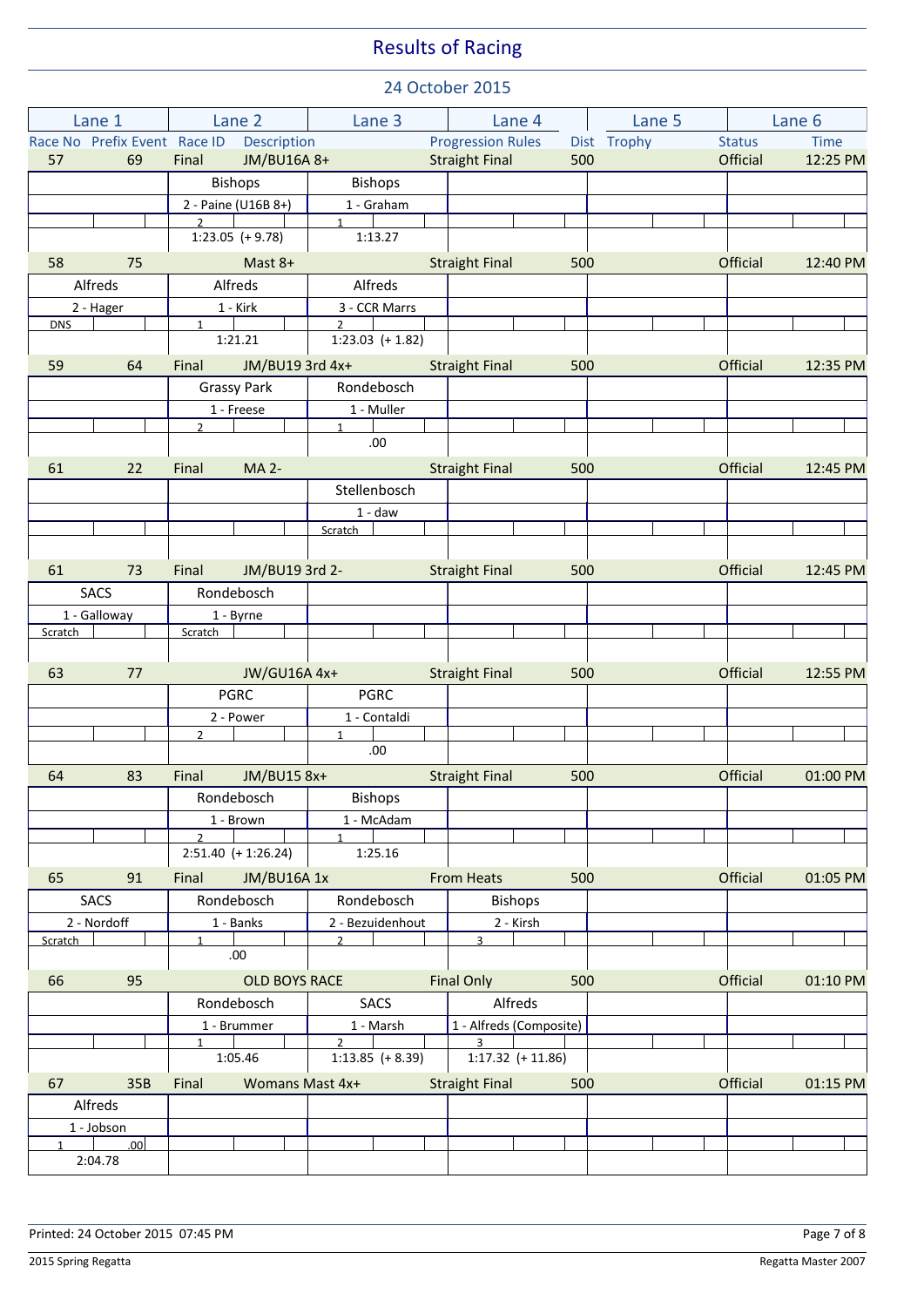# Results of Racing

## 24 October 2015

| Race No | Prefix Event | Race ID | Description | Progression Rules | Dist | Trophy | Status | Time |
|---|---|---|---|---|---|---|---|---|
| 57 | 69 | Final | JM/BU16A 8+ | Straight Final | 500 | | Official | 12:25 PM |

| Lane 1 | Lane 2 | Lane 3 | Lane 4 | Lane 5 | Lane 6 |
|---|---|---|---|---|---|
| | Bishops | Bishops | | | |
| | 2 - Paine (U16B 8+) | 1 - Graham | | | |
| | 2 | 1 | | | |
| | 1:23.05 (+ 9.78) | 1:13.27 | | | |

| Race No | Prefix Event | Race ID | Description | Progression Rules | Dist | Trophy | Status | Time |
|---|---|---|---|---|---|---|---|---|
| 58 | 75 | | Mast 8+ | Straight Final | 500 | | Official | 12:40 PM |

| Lane 1 | Lane 2 | Lane 3 | Lane 4 | Lane 5 | Lane 6 |
|---|---|---|---|---|---|
| Alfreds | Alfreds | Alfreds | | | |
| 2 - Hager | 1 - Kirk | 3 - CCR Marrs | | | |
| DNS | 1 | 2 | | | |
| | 1:21.21 | 1:23.03 (+ 1.82) | | | |

| Race No | Prefix Event | Race ID | Description | Progression Rules | Dist | Trophy | Status | Time |
|---|---|---|---|---|---|---|---|---|
| 59 | 64 | Final | JM/BU19 3rd 4x+ | Straight Final | 500 | | Official | 12:35 PM |

| Lane 1 | Lane 2 | Lane 3 | Lane 4 | Lane 5 | Lane 6 |
|---|---|---|---|---|---|
| | Grassy Park | Rondebosch | | | |
| | 1 - Freese | 1 - Muller | | | |
| | 2 | 1 | | | |
| | | .00 | | | |

| Race No | Prefix Event | Race ID | Description | Progression Rules | Dist | Trophy | Status | Time |
|---|---|---|---|---|---|---|---|---|
| 61 | 22 | Final | MA 2- | Straight Final | 500 | | Official | 12:45 PM |

| Lane 1 | Lane 2 | Lane 3 | Lane 4 | Lane 5 | Lane 6 |
|---|---|---|---|---|---|
| | | Stellenbosch | | | |
| | | 1 - daw | | | |
| | | Scratch | | | |

| Race No | Prefix Event | Race ID | Description | Progression Rules | Dist | Trophy | Status | Time |
|---|---|---|---|---|---|---|---|---|
| 61 | 73 | Final | JM/BU19 3rd 2- | Straight Final | 500 | | Official | 12:45 PM |

| Lane 1 | Lane 2 | Lane 3 | Lane 4 | Lane 5 | Lane 6 |
|---|---|---|---|---|---|
| SACS | Rondebosch | | | | |
| 1 - Galloway | 1 - Byrne | | | | |
| Scratch | Scratch | | | | |

| Race No | Prefix Event | Race ID | Description | Progression Rules | Dist | Trophy | Status | Time |
|---|---|---|---|---|---|---|---|---|
| 63 | 77 | | JW/GU16A 4x+ | Straight Final | 500 | | Official | 12:55 PM |

| Lane 1 | Lane 2 | Lane 3 | Lane 4 | Lane 5 | Lane 6 |
|---|---|---|---|---|---|
| | PGRC | PGRC | | | |
| | 2 - Power | 1 - Contaldi | | | |
| | 2 | 1 | | | |
| | | .00 | | | |

| Race No | Prefix Event | Race ID | Description | Progression Rules | Dist | Trophy | Status | Time |
|---|---|---|---|---|---|---|---|---|
| 64 | 83 | Final | JM/BU15 8x+ | Straight Final | 500 | | Official | 01:00 PM |

| Lane 1 | Lane 2 | Lane 3 | Lane 4 | Lane 5 | Lane 6 |
|---|---|---|---|---|---|
| | Rondebosch | Bishops | | | |
| | 1 - Brown | 1 - McAdam | | | |
| | 2 | 1 | | | |
| | 2:51.40 (+ 1:26.24) | 1:25.16 | | | |

| Race No | Prefix Event | Race ID | Description | Progression Rules | Dist | Trophy | Status | Time |
|---|---|---|---|---|---|---|---|---|
| 65 | 91 | Final | JM/BU16A 1x | From Heats | 500 | | Official | 01:05 PM |

| Lane 1 | Lane 2 | Lane 3 | Lane 4 | Lane 5 | Lane 6 |
|---|---|---|---|---|---|
| SACS | Rondebosch | Rondebosch | Bishops | | |
| 2 - Nordoff | 1 - Banks | 2 - Bezuidenhout | 2 - Kirsh | | |
| Scratch | 1 | 2 | 3 | | |
| | .00 | | | | |

| Race No | Prefix Event | Race ID | Description | Progression Rules | Dist | Trophy | Status | Time |
|---|---|---|---|---|---|---|---|---|
| 66 | 95 | | OLD BOYS RACE | Final Only | 500 | | Official | 01:10 PM |

| Lane 1 | Lane 2 | Lane 3 | Lane 4 | Lane 5 | Lane 6 |
|---|---|---|---|---|---|
| | Rondebosch | SACS | Alfreds | | |
| | 1 - Brummer | 1 - Marsh | 1 - Alfreds (Composite) | | |
| | 1 | 2 | 3 | | |
| | 1:05.46 | 1:13.85 (+ 8.39) | 1:17.32 (+ 11.86) | | |

| Race No | Prefix Event | Race ID | Description | Progression Rules | Dist | Trophy | Status | Time |
|---|---|---|---|---|---|---|---|---|
| 67 | 35B | Final | Womans Mast 4x+ | Straight Final | 500 | | Official | 01:15 PM |

| Lane 1 | Lane 2 | Lane 3 | Lane 4 | Lane 5 | Lane 6 |
|---|---|---|---|---|---|
| Alfreds | | | | | |
| 1 - Jobson | | | | | |
| 1 .00 | | | | | |
| 2:04.78 | | | | | |

Printed: 24 October 2015 07:45 PM

2015 Spring Regatta — Regatta Master 2007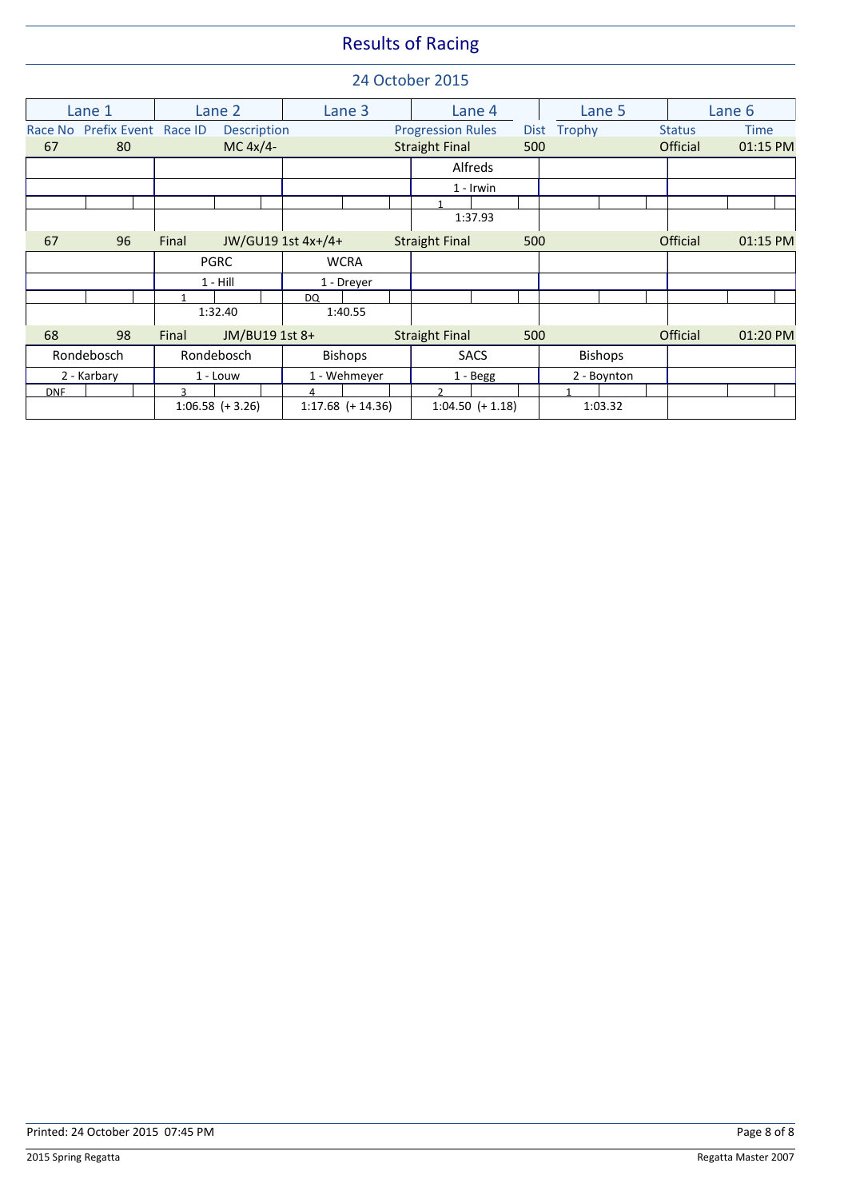# Results of Racing

## 24 October 2015

| Lane 1 | Lane 2 | Lane 3 | Lane 4 | Lane 5 | Lane 6 |
|---|---|---|---|---|---|

| Race No | Prefix Event | Race ID | Description | Progression Rules | Dist | Trophy | Status | Time |
|---|---|---|---|---|---|---|---|---|
| 67 | 80 | | MC 4x/4- | Straight Final | 500 | | Official | 01:15 PM |

| Lane 1 | Lane 2 | Lane 3 | Lane 4 | Lane 5 | Lane 6 |
|---|---|---|---|---|---|
| | | | Alfreds | | |
| | | | 1 - Irwin | | |
| | | | 1 | | |
| | | | 1:37.93 | | |

| Race No | Prefix Event | Race ID | Description | Progression Rules | Dist | Trophy | Status | Time |
|---|---|---|---|---|---|---|---|---|
| 67 | 96 | Final | JW/GU19 1st 4x+/4+ | Straight Final | 500 | | Official | 01:15 PM |

| Lane 1 | Lane 2 | Lane 3 | Lane 4 | Lane 5 | Lane 6 |
|---|---|---|---|---|---|
| | PGRC | WCRA | | | |
| | 1 - Hill | 1 - Dreyer | | | |
| | 1 | DQ | | | |
| | 1:32.40 | 1:40.55 | | | |

| Race No | Prefix Event | Race ID | Description | Progression Rules | Dist | Trophy | Status | Time |
|---|---|---|---|---|---|---|---|---|
| 68 | 98 | Final | JM/BU19 1st 8+ | Straight Final | 500 | | Official | 01:20 PM |

| Lane 1 | Lane 2 | Lane 3 | Lane 4 | Lane 5 | Lane 6 |
|---|---|---|---|---|---|
| Rondebosch | Rondebosch | Bishops | SACS | Bishops | |
| 2 - Karbary | 1 - Louw | 1 - Wehmeyer | 1 - Begg | 2 - Boynton | |
| DNF | 3 | 4 | 2 | 1 | |
| | 1:06.58 (+ 3.26) | 1:17.68 (+ 14.36) | 1:04.50 (+ 1.18) | 1:03.32 | |

Printed: 24 October 2015 07:45 PM

2015 Spring Regatta

Regatta Master 2007